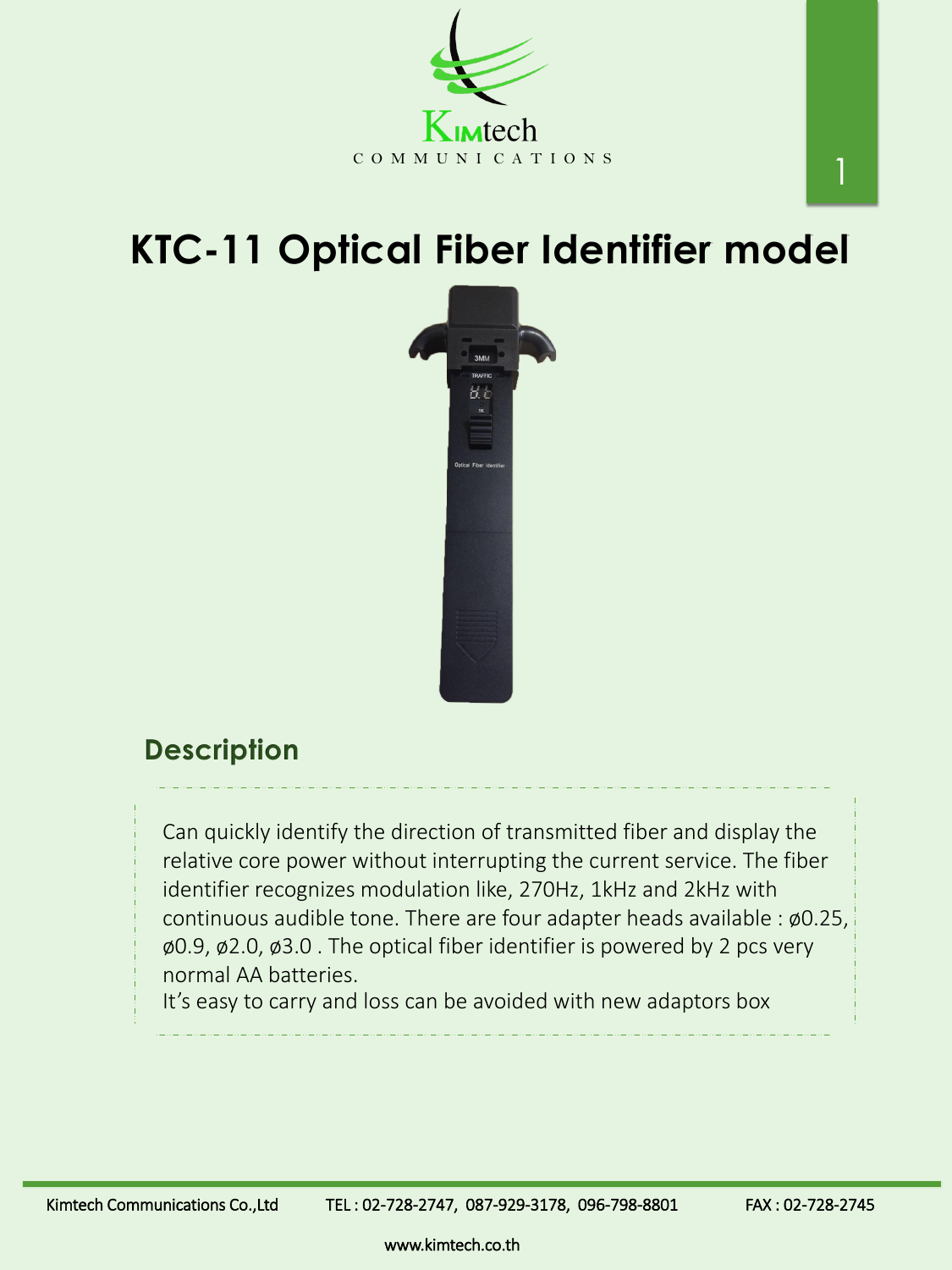# KTC-11 Optical Fiber Identifier model

## Description

Can quickly identify the direction of transmitted fiber and display the relative core power without interrupting the current service. The fiber identifier recognizes modulation like, 270Hz, 1kHz and 2kHz with continuous audible tone. There are four adapter heads available : ø0.25, ø0.9, ø2.0, ø3.0 . The optical fiber identifier is powered by 2 pcs very normal AA batteries.

It's easy to carry and loss can be avoided with new adaptors box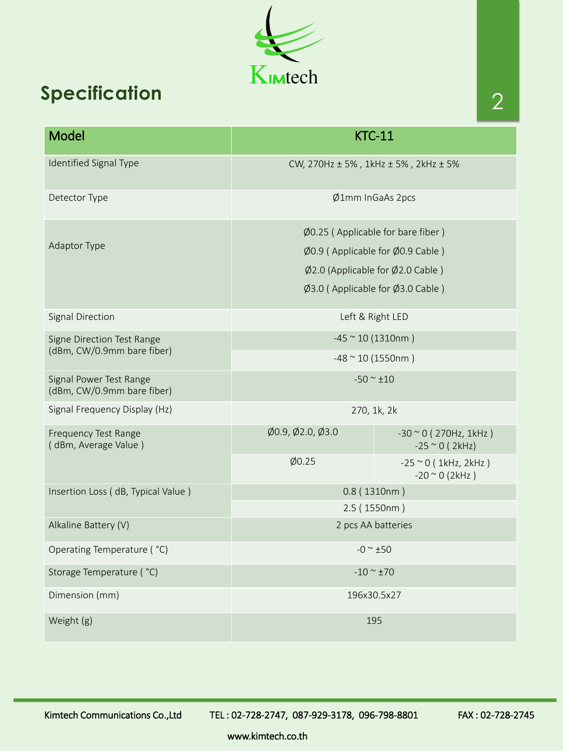# Specification

| Model | KTC-11 | |
|---|---|---|
| Identified Signal Type | CW, 270Hz ± 5% , 1kHz ± 5% , 2kHz ± 5% | |
| Detector Type | Ø1mm InGaAs 2pcs | |
| Adaptor Type | Ø0.25 ( Applicable for bare fiber )<br>Ø0.9 ( Applicable for Ø0.9 Cable )<br>Ø2.0 (Applicable for Ø2.0 Cable )<br>Ø3.0 ( Applicable for Ø3.0 Cable ) | |
| Signal Direction | Left & Right LED | |
| Signe Direction Test Range (dBm, CW/0.9mm bare fiber) | -45 ~ 10 (1310nm ) | |
| | -48 ~ 10 (1550nm ) | |
| Signal Power Test Range (dBm, CW/0.9mm bare fiber) | -50 ~ ±10 | |
| Signal Frequency Display (Hz) | 270, 1k, 2k | |
| Frequency Test Range ( dBm, Average Value ) | Ø0.9, Ø2.0, Ø3.0 | -30 ~ 0 ( 270Hz, 1kHz )<br>-25 ~ 0 ( 2kHz) |
| | Ø0.25 | -25 ~ 0 ( 1kHz, 2kHz )<br>-20 ~ 0 (2kHz ) |
| Insertion Loss ( dB, Typical Value ) | 0.8 ( 1310nm ) | |
| | 2.5 ( 1550nm ) | |
| Alkaline Battery (V) | 2 pcs AA batteries | |
| Operating Temperature ( °C) | -0 ~ ±50 | |
| Storage Temperature ( °C) | -10 ~ ±70 | |
| Dimension (mm) | 196x30.5x27 | |
| Weight (g) | 195 | |

Kimtech Communications Co.,Ltd TEL : 02-728-2747, 087-929-3178, 096-798-8801 FAX : 02-728-2745

www.kimtech.co.th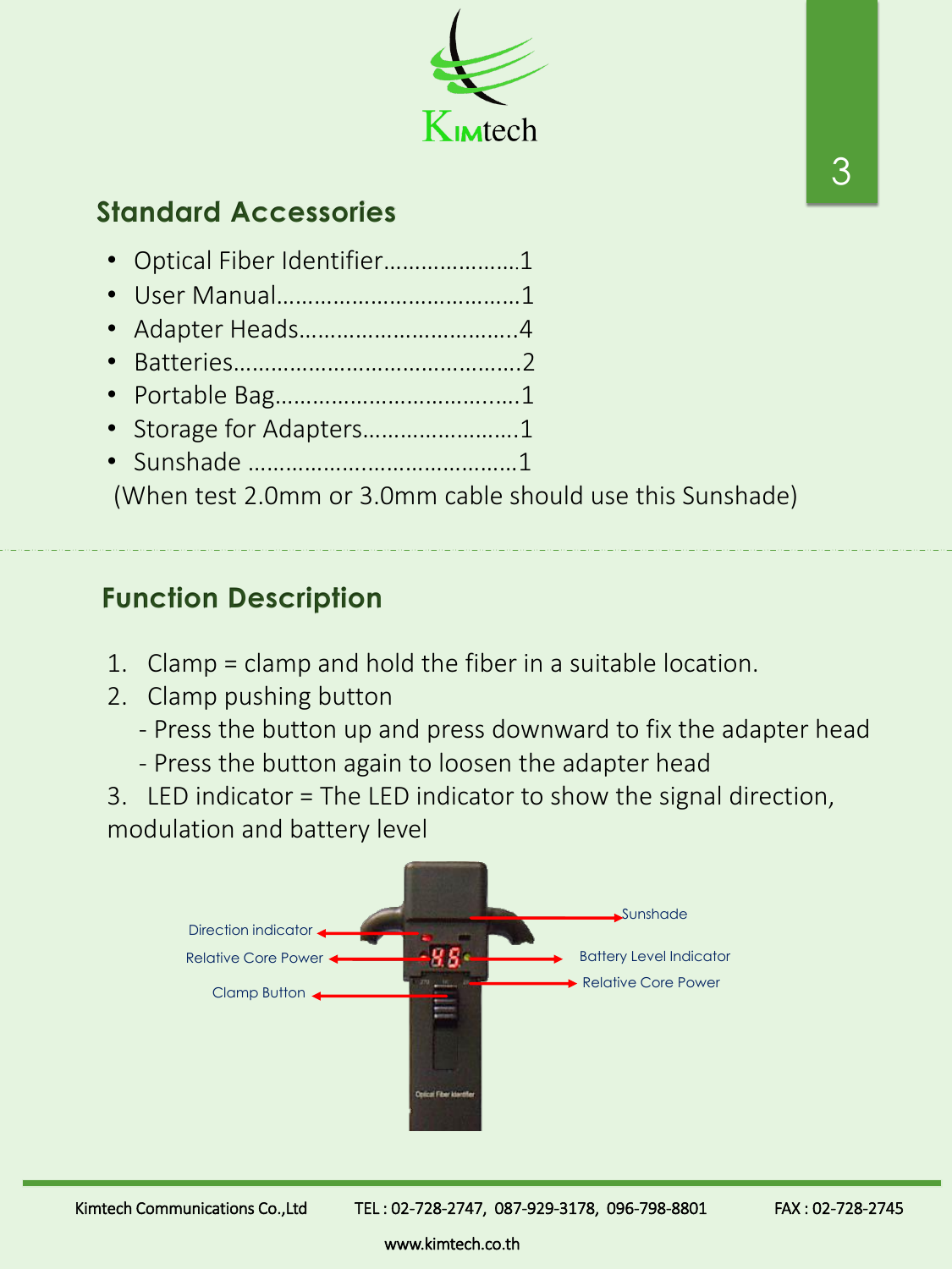## Standard Accessories

- Optical Fiber Identifier…………………1
- User Manual……………………………….1
- Adapter Heads……………………………4
- Batteries……………………………………..2
- Portable Bag……………………………….1
- Storage for Adapters……………………1
- Sunshade ……………………………………1

(When test 2.0mm or 3.0mm cable should use this Sunshade)

## Function Description

1. Clamp = clamp and hold the fiber in a suitable location.
2. Clamp pushing button
   - Press the button up and press downward to fix the adapter head
   - Press the button again to loosen the adapter head
3. LED indicator = The LED indicator to show the signal direction, modulation and battery level

Direction indicator

Relative Core Power

Clamp Button

Sunshade

Battery Level Indicator

Relative Core Power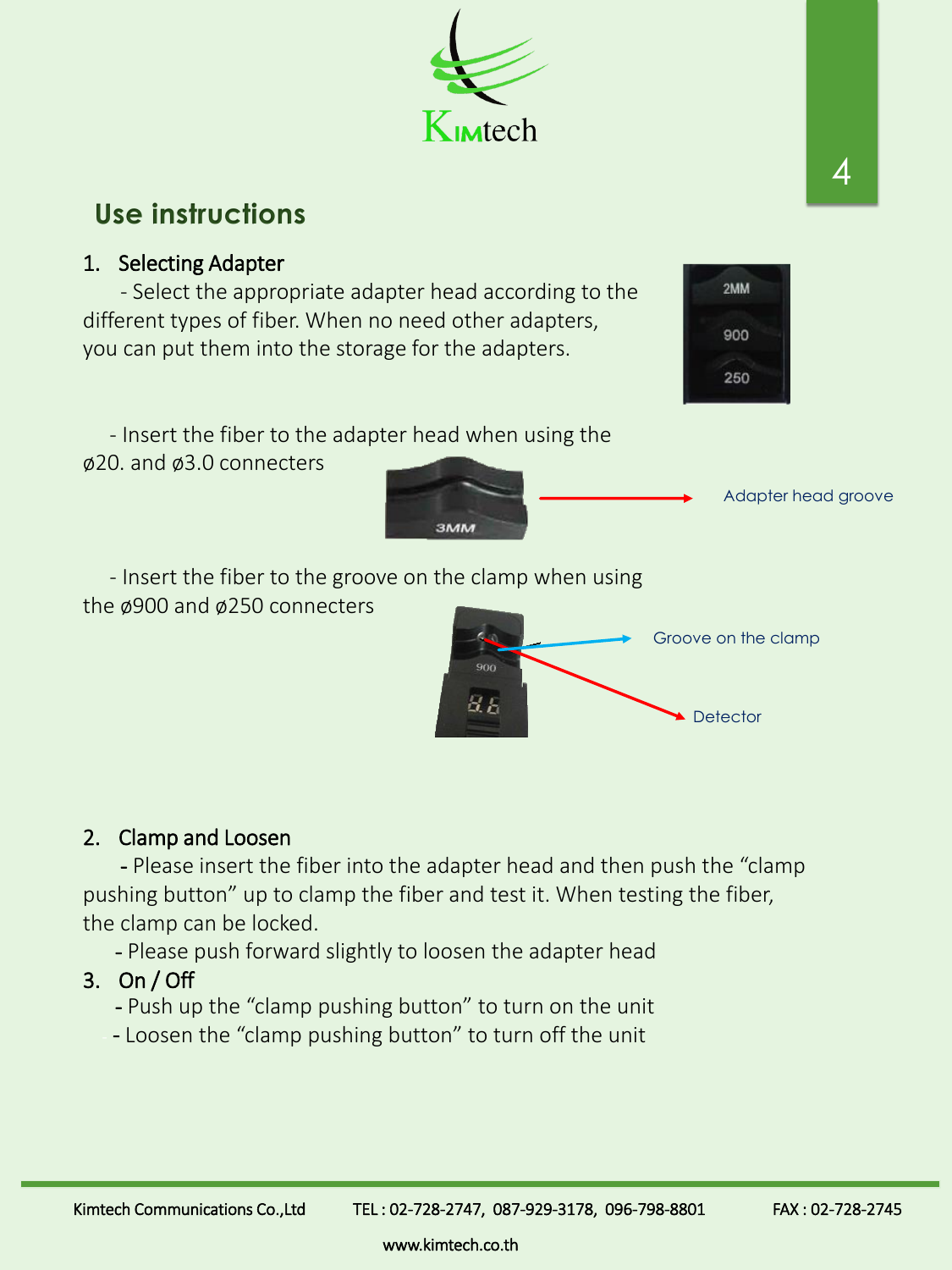## Use instructions

1. Selecting Adapter

   - Select the appropriate adapter head according to the different types of fiber. When no need other adapters, you can put them into the storage for the adapters.

   - Insert the fiber to the adapter head when using the ø20. and ø3.0 connecters

   Adapter head groove

   - Insert the fiber to the groove on the clamp when using the ø900 and ø250 connecters

   Groove on the clamp

   Detector

2. Clamp and Loosen

   - Please insert the fiber into the adapter head and then push the "clamp pushing button" up to clamp the fiber and test it. When testing the fiber, the clamp can be locked.

   - Please push forward slightly to loosen the adapter head

3. On / Off

   - Push up the "clamp pushing button" to turn on the unit

   - Loosen the "clamp pushing button" to turn off the unit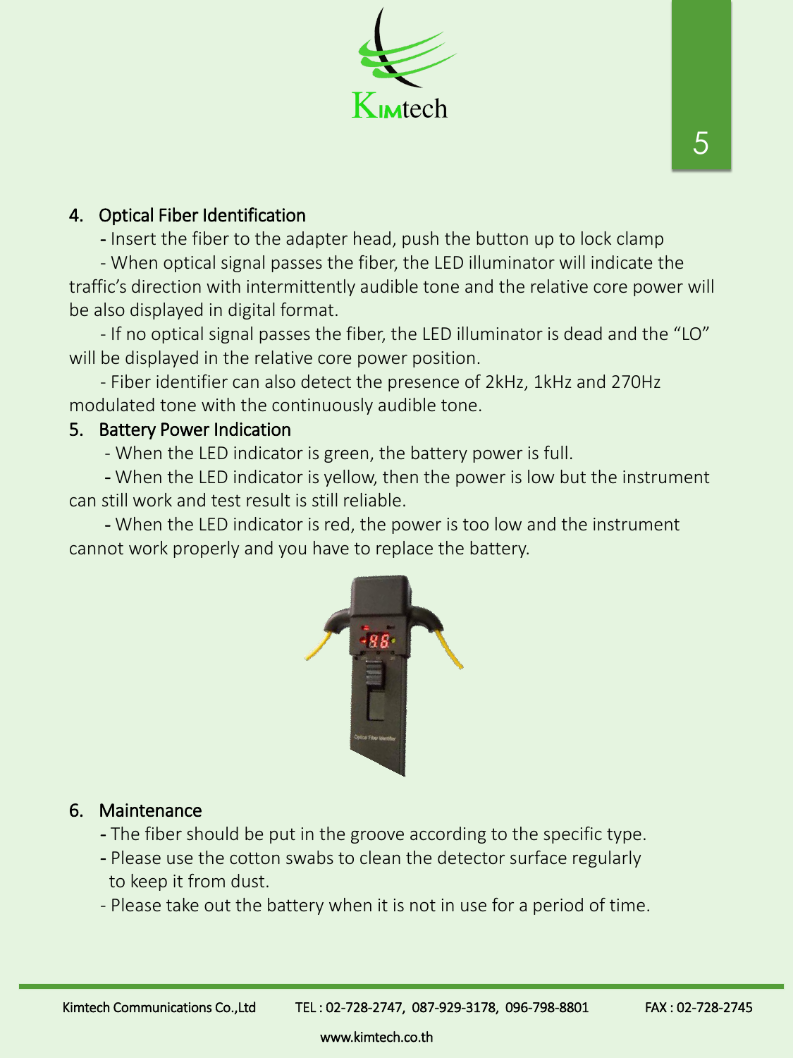## 4. Optical Fiber Identification

- Insert the fiber to the adapter head, push the button up to lock clamp
- When optical signal passes the fiber, the LED illuminator will indicate the traffic's direction with intermittently audible tone and the relative core power will be also displayed in digital format.
- If no optical signal passes the fiber, the LED illuminator is dead and the "LO" will be displayed in the relative core power position.
- Fiber identifier can also detect the presence of 2kHz, 1kHz and 270Hz modulated tone with the continuously audible tone.

## 5. Battery Power Indication

- When the LED indicator is green, the battery power is full.
- When the LED indicator is yellow, then the power is low but the instrument can still work and test result is still reliable.
- When the LED indicator is red, the power is too low and the instrument cannot work properly and you have to replace the battery.

## 6. Maintenance

- The fiber should be put in the groove according to the specific type.
- Please use the cotton swabs to clean the detector surface regularly to keep it from dust.
- Please take out the battery when it is not in use for a period of time.